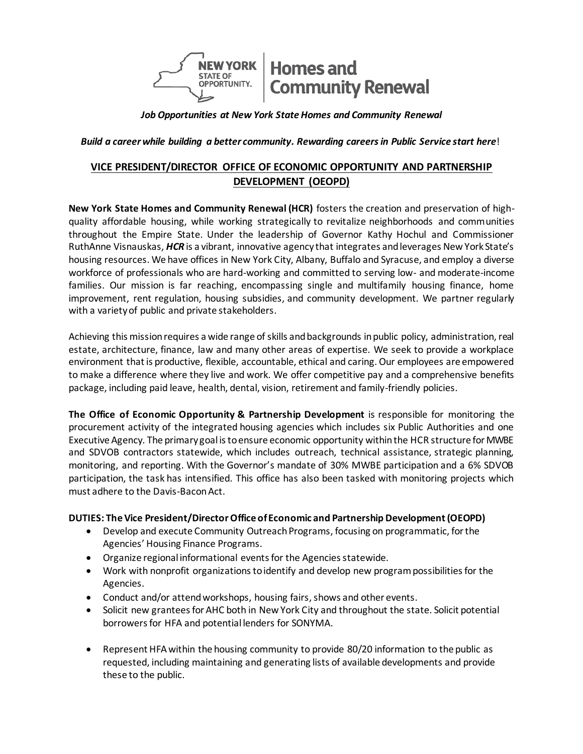**NEW YORK STATE OF OPPORTUNITY. | Homes and Community Renewal**

*Job Opportunities at New York State Homes and Community Renewal*

***Build a career while building a better community. Rewarding careers in Public Service start here!***

## VICE PRESIDENT/DIRECTOR OFFICE OF ECONOMIC OPPORTUNITY AND PARTNERSHIP DEVELOPMENT (OEOPD)

**New York State Homes and Community Renewal (HCR)** fosters the creation and preservation of high-quality affordable housing, while working strategically to revitalize neighborhoods and communities throughout the Empire State. Under the leadership of Governor Kathy Hochul and Commissioner RuthAnne Visnauskas, ***HCR*** is a vibrant, innovative agency that integrates and leverages New York State's housing resources. We have offices in New York City, Albany, Buffalo and Syracuse, and employ a diverse workforce of professionals who are hard-working and committed to serving low- and moderate-income families. Our mission is far reaching, encompassing single and multifamily housing finance, home improvement, rent regulation, housing subsidies, and community development. We partner regularly with a variety of public and private stakeholders.

Achieving this mission requires a wide range of skills and backgrounds in public policy, administration, real estate, architecture, finance, law and many other areas of expertise. We seek to provide a workplace environment that is productive, flexible, accountable, ethical and caring. Our employees are empowered to make a difference where they live and work. We offer competitive pay and a comprehensive benefits package, including paid leave, health, dental, vision, retirement and family-friendly policies.

**The Office of Economic Opportunity & Partnership Development** is responsible for monitoring the procurement activity of the integrated housing agencies which includes six Public Authorities and one Executive Agency. The primary goal is to ensure economic opportunity within the HCR structure for MWBE and SDVOB contractors statewide, which includes outreach, technical assistance, strategic planning, monitoring, and reporting. With the Governor's mandate of 30% MWBE participation and a 6% SDVOB participation, the task has intensified. This office has also been tasked with monitoring projects which must adhere to the Davis-Bacon Act.

**DUTIES: The Vice President/Director Office of Economic and Partnership Development (OEOPD)**

- Develop and execute Community Outreach Programs, focusing on programmatic, for the Agencies' Housing Finance Programs.
- Organize regional informational events for the Agencies statewide.
- Work with nonprofit organizations to identify and develop new program possibilities for the Agencies.
- Conduct and/or attend workshops, housing fairs, shows and other events.
- Solicit new grantees for AHC both in New York City and throughout the state. Solicit potential borrowers for HFA and potential lenders for SONYMA.
- Represent HFA within the housing community to provide 80/20 information to the public as requested, including maintaining and generating lists of available developments and provide these to the public.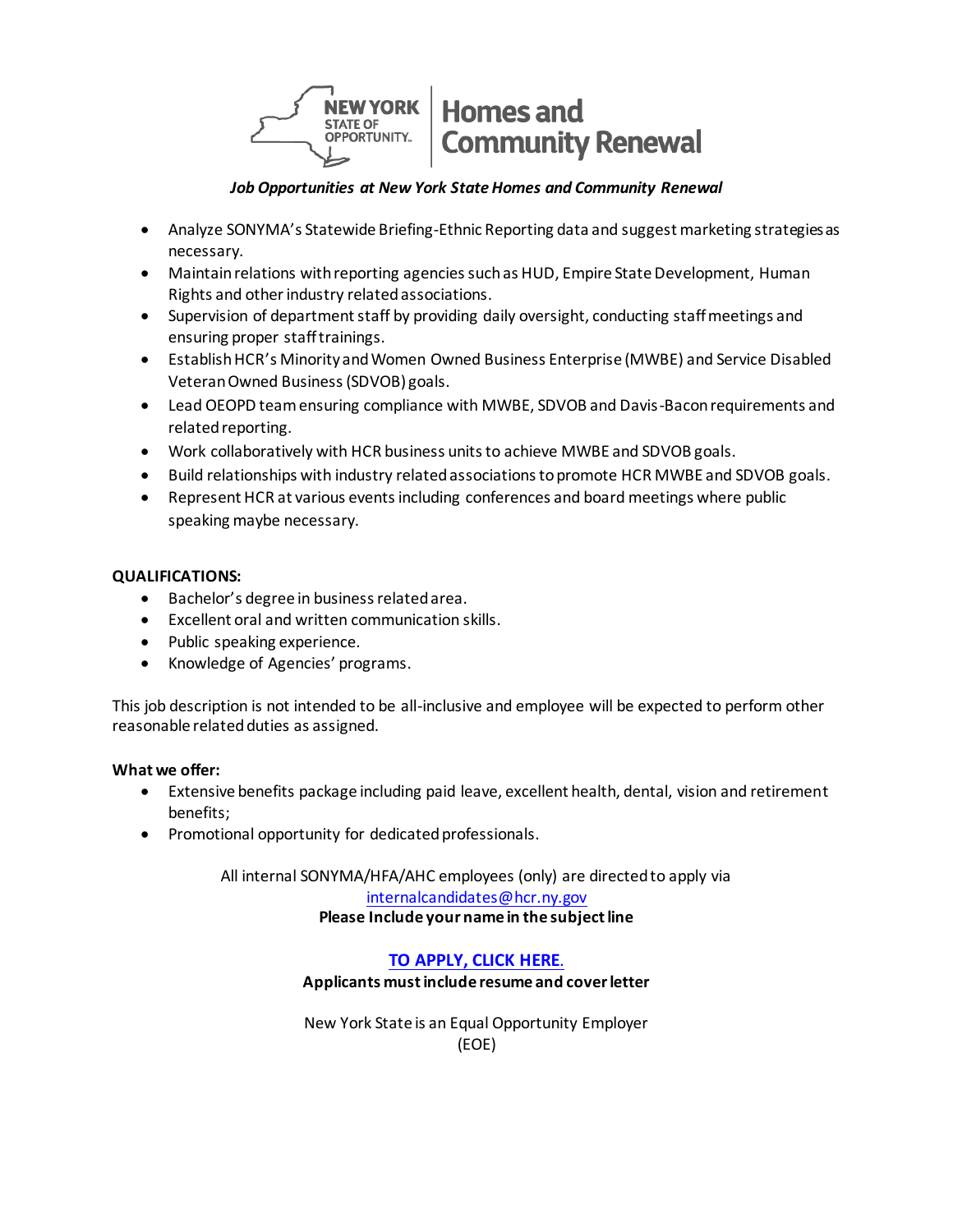NEW YORK STATE OF OPPORTUNITY. | Homes and Community Renewal

*Job Opportunities at New York State Homes and Community Renewal*

- Analyze SONYMA's Statewide Briefing-Ethnic Reporting data and suggest marketing strategies as necessary.
- Maintain relations with reporting agencies such as HUD, Empire State Development, Human Rights and other industry related associations.
- Supervision of department staff by providing daily oversight, conducting staff meetings and ensuring proper staff trainings.
- Establish HCR's Minority and Women Owned Business Enterprise (MWBE) and Service Disabled Veteran Owned Business (SDVOB) goals.
- Lead OEOPD team ensuring compliance with MWBE, SDVOB and Davis-Bacon requirements and related reporting.
- Work collaboratively with HCR business units to achieve MWBE and SDVOB goals.
- Build relationships with industry related associations to promote HCR MWBE and SDVOB goals.
- Represent HCR at various events including conferences and board meetings where public speaking maybe necessary.

**QUALIFICATIONS:**

- Bachelor's degree in business related area.
- Excellent oral and written communication skills.
- Public speaking experience.
- Knowledge of Agencies' programs.

This job description is not intended to be all-inclusive and employee will be expected to perform other reasonable related duties as assigned.

**What we offer:**

- Extensive benefits package including paid leave, excellent health, dental, vision and retirement benefits;
- Promotional opportunity for dedicated professionals.

All internal SONYMA/HFA/AHC employees (only) are directed to apply via internalcandidates@hcr.ny.gov

**Please Include your name in the subject line**

**TO APPLY, CLICK HERE.**

**Applicants must include resume and cover letter**

New York State is an Equal Opportunity Employer (EOE)